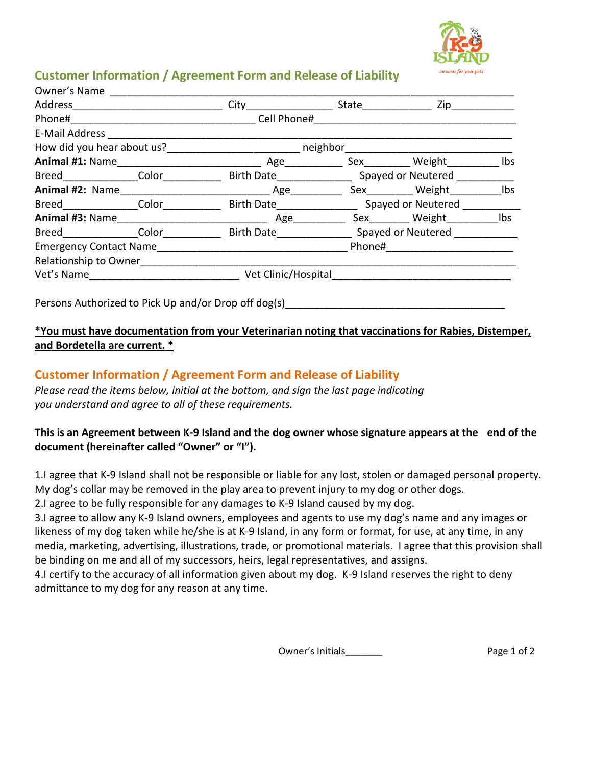## Customer Information / Agreement Form and Release of Liability

Owner's Name ______________________________________________________________________

Address__________________________ City______________ State____________ Zip___________

Phone#________________________________ Cell Phone#____________________________________

E-Mail Address ______________________________________________________________________

How did you hear about us?_______________________ neighbor______________________________

**Animal #1:** Name_________________________ Age__________ Sex________ Weight_________ lbs

Breed_____________Color__________ Birth Date_____________ Spayed or Neutered __________

**Animal #2:** Name_________________________ Age_________ Sex________ Weight_________lbs

Breed_____________Color__________ Birth Date______________ Spayed or Neutered __________

**Animal #3:** Name_________________________ Age_________ Sex_______ Weight_________lbs

Breed_____________Color__________ Birth Date_____________ Spayed or Neutered ___________

Emergency Contact Name__________________________________ Phone#______________________

Relationship to Owner_______________________________________________________________

Vet's Name__________________________ Vet Clinic/Hospital_______________________________

Persons Authorized to Pick Up and/or Drop off dog(s)______________________________________

***You must have documentation from your Veterinarian noting that vaccinations for Rabies, Distemper, and Bordetella are current. ***

## Customer Information / Agreement Form and Release of Liability

*Please read the items below, initial at the bottom, and sign the last page indicating you understand and agree to all of these requirements.*

**This is an Agreement between K-9 Island and the dog owner whose signature appears at the end of the document (hereinafter called "Owner" or "I").**

1. I agree that K-9 Island shall not be responsible or liable for any lost, stolen or damaged personal property. My dog's collar may be removed in the play area to prevent injury to my dog or other dogs.
2. I agree to be fully responsible for any damages to K-9 Island caused by my dog.
3. I agree to allow any K-9 Island owners, employees and agents to use my dog's name and any images or likeness of my dog taken while he/she is at K-9 Island, in any form or format, for use, at any time, in any media, marketing, advertising, illustrations, trade, or promotional materials. I agree that this provision shall be binding on me and all of my successors, heirs, legal representatives, and assigns.
4. I certify to the accuracy of all information given about my dog. K-9 Island reserves the right to deny admittance to my dog for any reason at any time.

Owner's Initials_______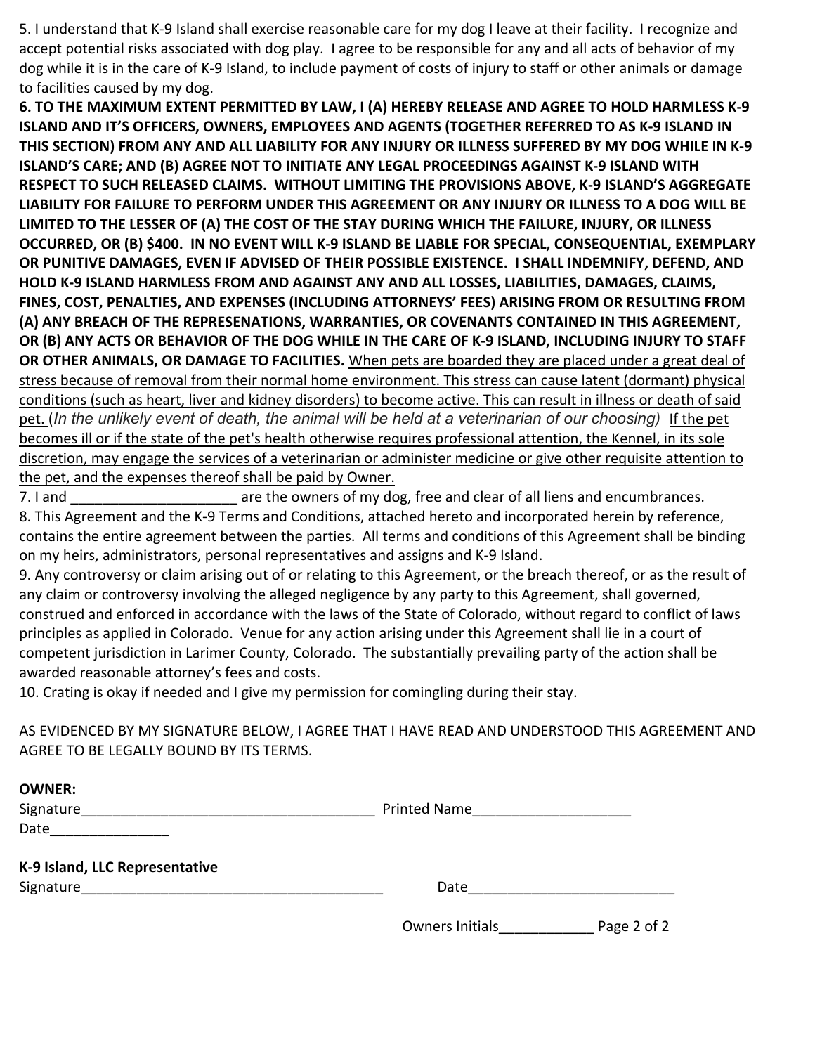5. I understand that K-9 Island shall exercise reasonable care for my dog I leave at their facility. I recognize and accept potential risks associated with dog play. I agree to be responsible for any and all acts of behavior of my dog while it is in the care of K-9 Island, to include payment of costs of injury to staff or other animals or damage to facilities caused by my dog.

**6. TO THE MAXIMUM EXTENT PERMITTED BY LAW, I (A) HEREBY RELEASE AND AGREE TO HOLD HARMLESS K-9 ISLAND AND IT'S OFFICERS, OWNERS, EMPLOYEES AND AGENTS (TOGETHER REFERRED TO AS K-9 ISLAND IN THIS SECTION) FROM ANY AND ALL LIABILITY FOR ANY INJURY OR ILLNESS SUFFERED BY MY DOG WHILE IN K-9 ISLAND'S CARE; AND (B) AGREE NOT TO INITIATE ANY LEGAL PROCEEDINGS AGAINST K-9 ISLAND WITH RESPECT TO SUCH RELEASED CLAIMS. WITHOUT LIMITING THE PROVISIONS ABOVE, K-9 ISLAND'S AGGREGATE LIABILITY FOR FAILURE TO PERFORM UNDER THIS AGREEMENT OR ANY INJURY OR ILLNESS TO A DOG WILL BE LIMITED TO THE LESSER OF (A) THE COST OF THE STAY DURING WHICH THE FAILURE, INJURY, OR ILLNESS OCCURRED, OR (B) $400. IN NO EVENT WILL K-9 ISLAND BE LIABLE FOR SPECIAL, CONSEQUENTIAL, EXEMPLARY OR PUNITIVE DAMAGES, EVEN IF ADVISED OF THEIR POSSIBLE EXISTENCE. I SHALL INDEMNIFY, DEFEND, AND HOLD K-9 ISLAND HARMLESS FROM AND AGAINST ANY AND ALL LOSSES, LIABILITIES, DAMAGES, CLAIMS, FINES, COST, PENALTIES, AND EXPENSES (INCLUDING ATTORNEYS' FEES) ARISING FROM OR RESULTING FROM (A) ANY BREACH OF THE REPRESENATIONS, WARRANTIES, OR COVENANTS CONTAINED IN THIS AGREEMENT, OR (B) ANY ACTS OR BEHAVIOR OF THE DOG WHILE IN THE CARE OF K-9 ISLAND, INCLUDING INJURY TO STAFF OR OTHER ANIMALS, OR DAMAGE TO FACILITIES.** When pets are boarded they are placed under a great deal of stress because of removal from their normal home environment. This stress can cause latent (dormant) physical conditions (such as heart, liver and kidney disorders) to become active. This can result in illness or death of said pet. (*In the unlikely event of death, the animal will be held at a veterinarian of our choosing)* If the pet becomes ill or if the state of the pet's health otherwise requires professional attention, the Kennel, in its sole discretion, may engage the services of a veterinarian or administer medicine or give other requisite attention to the pet, and the expenses thereof shall be paid by Owner.

7. I and ______________________ are the owners of my dog, free and clear of all liens and encumbrances.

8. This Agreement and the K-9 Terms and Conditions, attached hereto and incorporated herein by reference, contains the entire agreement between the parties. All terms and conditions of this Agreement shall be binding on my heirs, administrators, personal representatives and assigns and K-9 Island.

9. Any controversy or claim arising out of or relating to this Agreement, or the breach thereof, or as the result of any claim or controversy involving the alleged negligence by any party to this Agreement, shall governed, construed and enforced in accordance with the laws of the State of Colorado, without regard to conflict of laws principles as applied in Colorado. Venue for any action arising under this Agreement shall lie in a court of competent jurisdiction in Larimer County, Colorado. The substantially prevailing party of the action shall be awarded reasonable attorney's fees and costs.

10. Crating is okay if needed and I give my permission for comingling during their stay.

AS EVIDENCED BY MY SIGNATURE BELOW, I AGREE THAT I HAVE READ AND UNDERSTOOD THIS AGREEMENT AND AGREE TO BE LEGALLY BOUND BY ITS TERMS.

**OWNER:**

Signature_______________________________________ Printed Name____________________

Date________________

**K-9 Island, LLC Representative**

Signature_______________________________________ Date___________________________

Owners Initials____________